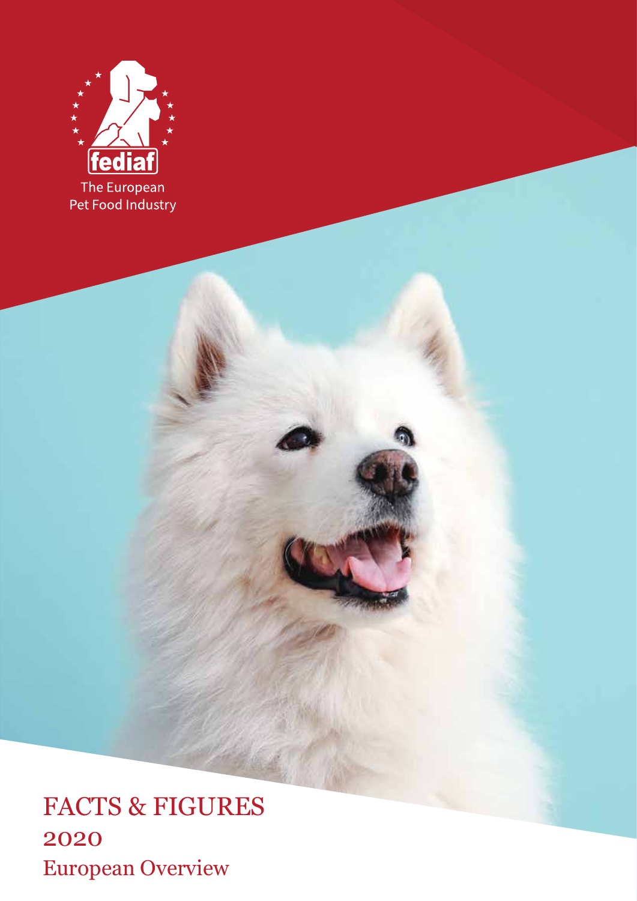fediaf

The European Pet Food Industry

# FACTS & FIGURES 2020

## European Overview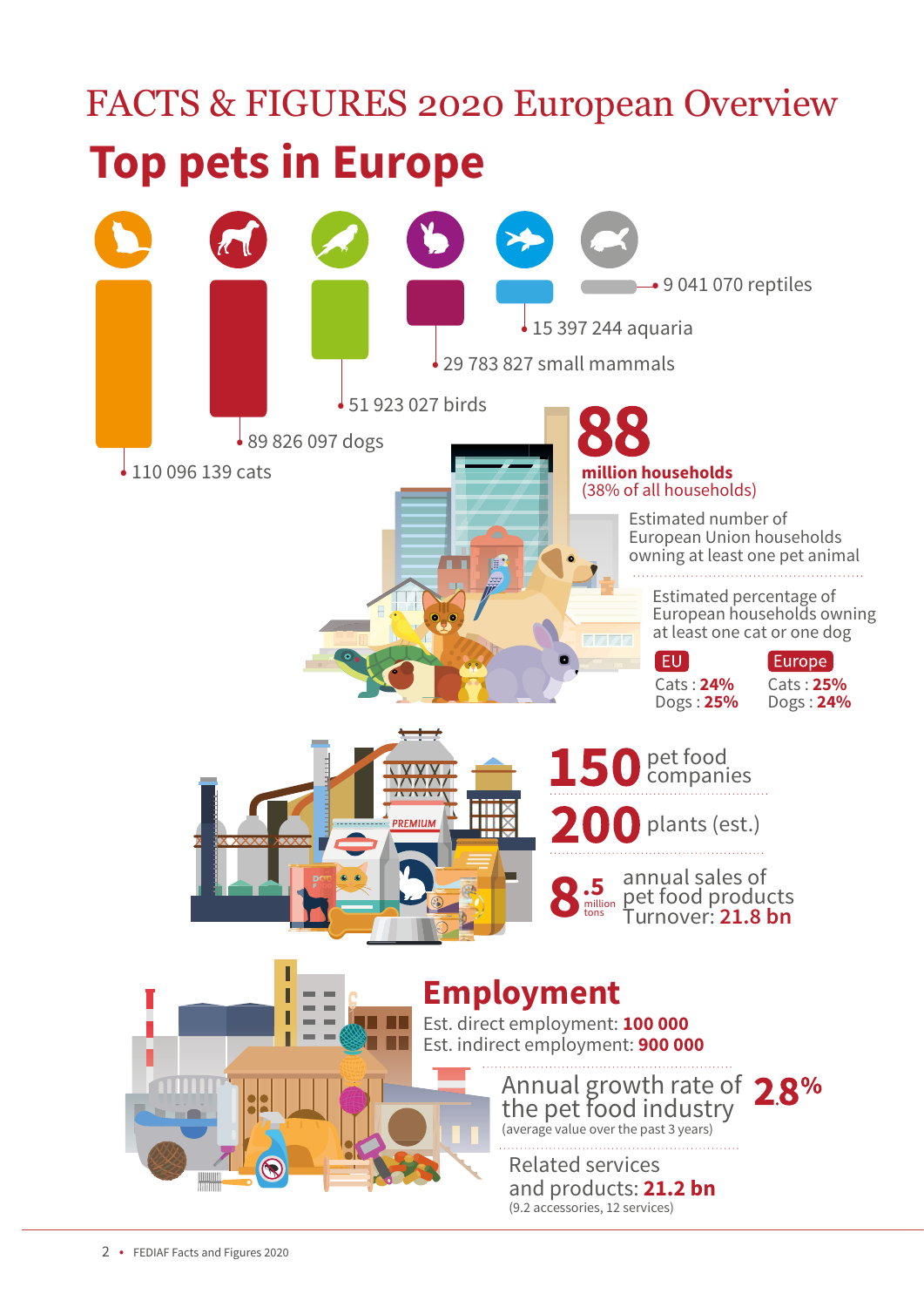# FACTS & FIGURES 2020 European Overview

## Top pets in Europe

- 110 096 139 cats
- 89 826 097 dogs
- 51 923 027 birds
- 29 783 827 small mammals
- 15 397 244 aquaria
- 9 041 070 reptiles

**88 million households** (38% of all households)

Estimated number of European Union households owning at least one pet animal

Estimated percentage of European households owning at least one cat or one dog

| EU | Europe |
|---|---|
| Cats : **24%** | Cats : **25%** |
| Dogs : **25%** | Dogs : **24%** |

**150** pet food companies

**200** plants (est.)

**8.5** million tons annual sales of pet food products
Turnover: **21.8 bn**

## Employment

Est. direct employment: **100 000**
Est. indirect employment: **900 000**

Annual growth rate of the pet food industry **2.8%**
(average value over the past 3 years)

Related services and products: **21.2 bn**
(9.2 accessories, 12 services)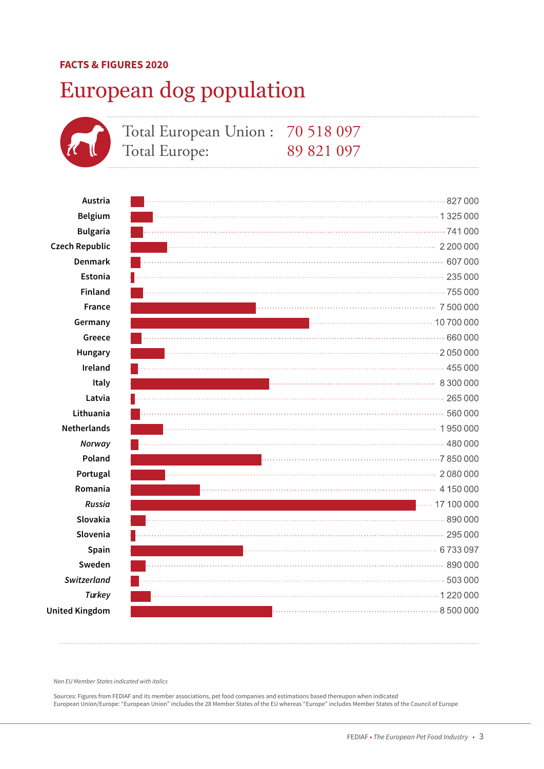**FACTS & FIGURES 2020**

# European dog population

Total European Union : 70 518 097
Total Europe: 89 821 097

| Country | Dog population |
|---|---|
| Austria | 827 000 |
| Belgium | 1 325 000 |
| Bulgaria | 741 000 |
| Czech Republic | 2 200 000 |
| Denmark | 607 000 |
| Estonia | 235 000 |
| Finland | 755 000 |
| France | 7 500 000 |
| Germany | 10 700 000 |
| Greece | 660 000 |
| Hungary | 2 050 000 |
| Ireland | 455 000 |
| Italy | 8 300 000 |
| Latvia | 265 000 |
| Lithuania | 560 000 |
| Netherlands | 1 950 000 |
| *Norway* | 480 000 |
| Poland | 7 850 000 |
| Portugal | 2 080 000 |
| Romania | 4 150 000 |
| *Russia* | 17 100 000 |
| Slovakia | 890 000 |
| Slovenia | 295 000 |
| Spain | 6 733 097 |
| Sweden | 890 000 |
| *Switzerland* | 503 000 |
| *Turkey* | 1 220 000 |
| United Kingdom | 8 500 000 |

*Non EU Member States indicated with italics*

Sources: Figures from FEDIAF and its member associations, pet food companies and estimations based thereupon when indicated
European Union/Europe: "European Union" includes the 28 Member States of the EU whereas "Europe" includes Member States of the Council of Europe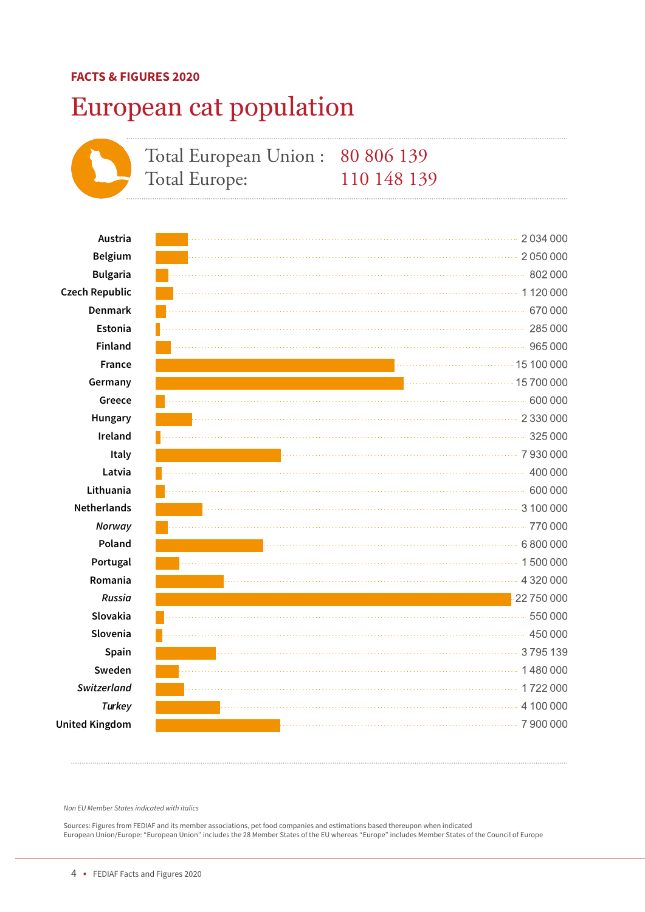FACTS & FIGURES 2020

# European cat population

Total European Union : 80 806 139
Total Europe: 110 148 139

| Country | Cat population |
|---|---|
| Austria | 2 034 000 |
| Belgium | 2 050 000 |
| Bulgaria | 802 000 |
| Czech Republic | 1 120 000 |
| Denmark | 670 000 |
| Estonia | 285 000 |
| Finland | 965 000 |
| France | 15 100 000 |
| Germany | 15 700 000 |
| Greece | 600 000 |
| Hungary | 2 330 000 |
| Ireland | 325 000 |
| Italy | 7 930 000 |
| Latvia | 400 000 |
| Lithuania | 600 000 |
| Netherlands | 3 100 000 |
| *Norway* | 770 000 |
| Poland | 6 800 000 |
| Portugal | 1 500 000 |
| Romania | 4 320 000 |
| *Russia* | 22 750 000 |
| Slovakia | 550 000 |
| Slovenia | 450 000 |
| Spain | 3 795 139 |
| Sweden | 1 480 000 |
| *Switzerland* | 1 722 000 |
| *Turkey* | 4 100 000 |
| United Kingdom | 7 900 000 |

*Non EU Member States indicated with italics*

Sources: Figures from FEDIAF and its member associations, pet food companies and estimations based thereupon when indicated
European Union/Europe: "European Union" includes the 28 Member States of the EU whereas "Europe" includes Member States of the Council of Europe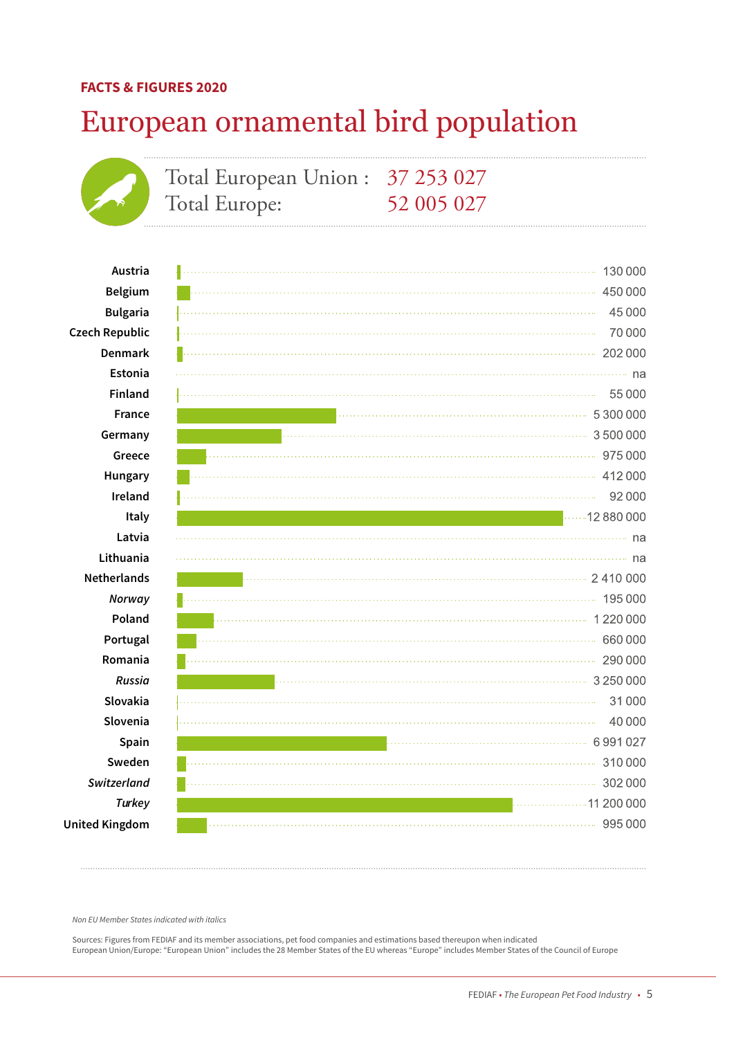**FACTS & FIGURES 2020**

# European ornamental bird population

Total European Union : 37 253 027
Total Europe: 52 005 027

| Country | Population |
|---|---|
| Austria | 130 000 |
| Belgium | 450 000 |
| Bulgaria | 45 000 |
| Czech Republic | 70 000 |
| Denmark | 202 000 |
| Estonia | na |
| Finland | 55 000 |
| France | 5 300 000 |
| Germany | 3 500 000 |
| Greece | 975 000 |
| Hungary | 412 000 |
| Ireland | 92 000 |
| Italy | 12 880 000 |
| Latvia | na |
| Lithuania | na |
| Netherlands | 2 410 000 |
| *Norway* | 195 000 |
| Poland | 1 220 000 |
| Portugal | 660 000 |
| Romania | 290 000 |
| *Russia* | 3 250 000 |
| Slovakia | 31 000 |
| Slovenia | 40 000 |
| Spain | 6 991 027 |
| Sweden | 310 000 |
| *Switzerland* | 302 000 |
| *Turkey* | 11 200 000 |
| United Kingdom | 995 000 |

*Non EU Member States indicated with italics*

Sources: Figures from FEDIAF and its member associations, pet food companies and estimations based thereupon when indicated
European Union/Europe: "European Union" includes the 28 Member States of the EU whereas "Europe" includes Member States of the Council of Europe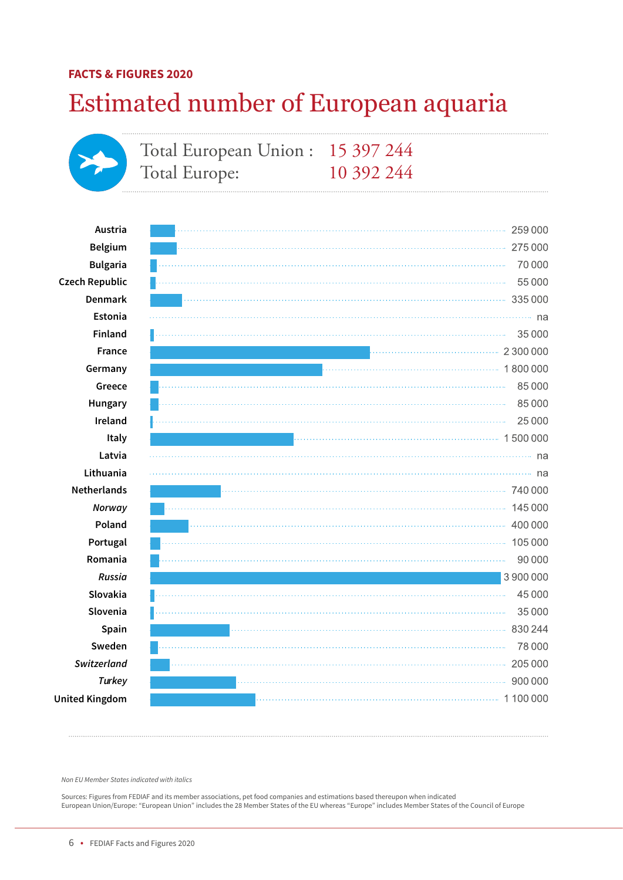**FACTS & FIGURES 2020**

# Estimated number of European aquaria

Total European Union : 15 397 244
Total Europe: 10 392 244

| Country | Number |
|---|---|
| Austria | 259 000 |
| Belgium | 275 000 |
| Bulgaria | 70 000 |
| Czech Republic | 55 000 |
| Denmark | 335 000 |
| Estonia | na |
| Finland | 35 000 |
| France | 2 300 000 |
| Germany | 1 800 000 |
| Greece | 85 000 |
| Hungary | 85 000 |
| Ireland | 25 000 |
| Italy | 1 500 000 |
| Latvia | na |
| Lithuania | na |
| Netherlands | 740 000 |
| *Norway* | 145 000 |
| Poland | 400 000 |
| Portugal | 105 000 |
| Romania | 90 000 |
| *Russia* | 3 900 000 |
| Slovakia | 45 000 |
| Slovenia | 35 000 |
| Spain | 830 244 |
| Sweden | 78 000 |
| *Switzerland* | 205 000 |
| *Turkey* | 900 000 |
| United Kingdom | 1 100 000 |

*Non EU Member States indicated with italics*

Sources: Figures from FEDIAF and its member associations, pet food companies and estimations based thereupon when indicated
European Union/Europe: "European Union" includes the 28 Member States of the EU whereas "Europe" includes Member States of the Council of Europe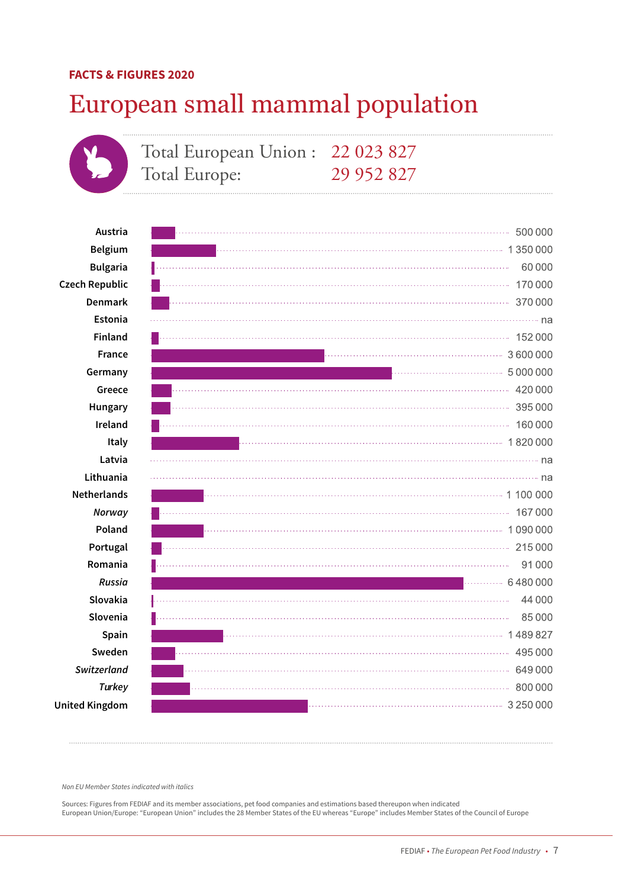**FACTS & FIGURES 2020**

# European small mammal population

Total European Union : 22 023 827
Total Europe: 29 952 827

| Country | Population |
|---|---|
| Austria | 500 000 |
| Belgium | 1 350 000 |
| Bulgaria | 60 000 |
| Czech Republic | 170 000 |
| Denmark | 370 000 |
| Estonia | na |
| Finland | 152 000 |
| France | 3 600 000 |
| Germany | 5 000 000 |
| Greece | 420 000 |
| Hungary | 395 000 |
| Ireland | 160 000 |
| Italy | 1 820 000 |
| Latvia | na |
| Lithuania | na |
| Netherlands | 1 100 000 |
| *Norway* | 167 000 |
| Poland | 1 090 000 |
| Portugal | 215 000 |
| Romania | 91 000 |
| *Russia* | 6 480 000 |
| Slovakia | 44 000 |
| Slovenia | 85 000 |
| Spain | 1 489 827 |
| Sweden | 495 000 |
| *Switzerland* | 649 000 |
| *Turkey* | 800 000 |
| United Kingdom | 3 250 000 |

*Non EU Member States indicated with italics*

Sources: Figures from FEDIAF and its member associations, pet food companies and estimations based thereupon when indicated
European Union/Europe: "European Union" includes the 28 Member States of the EU whereas "Europe" includes Member States of the Council of Europe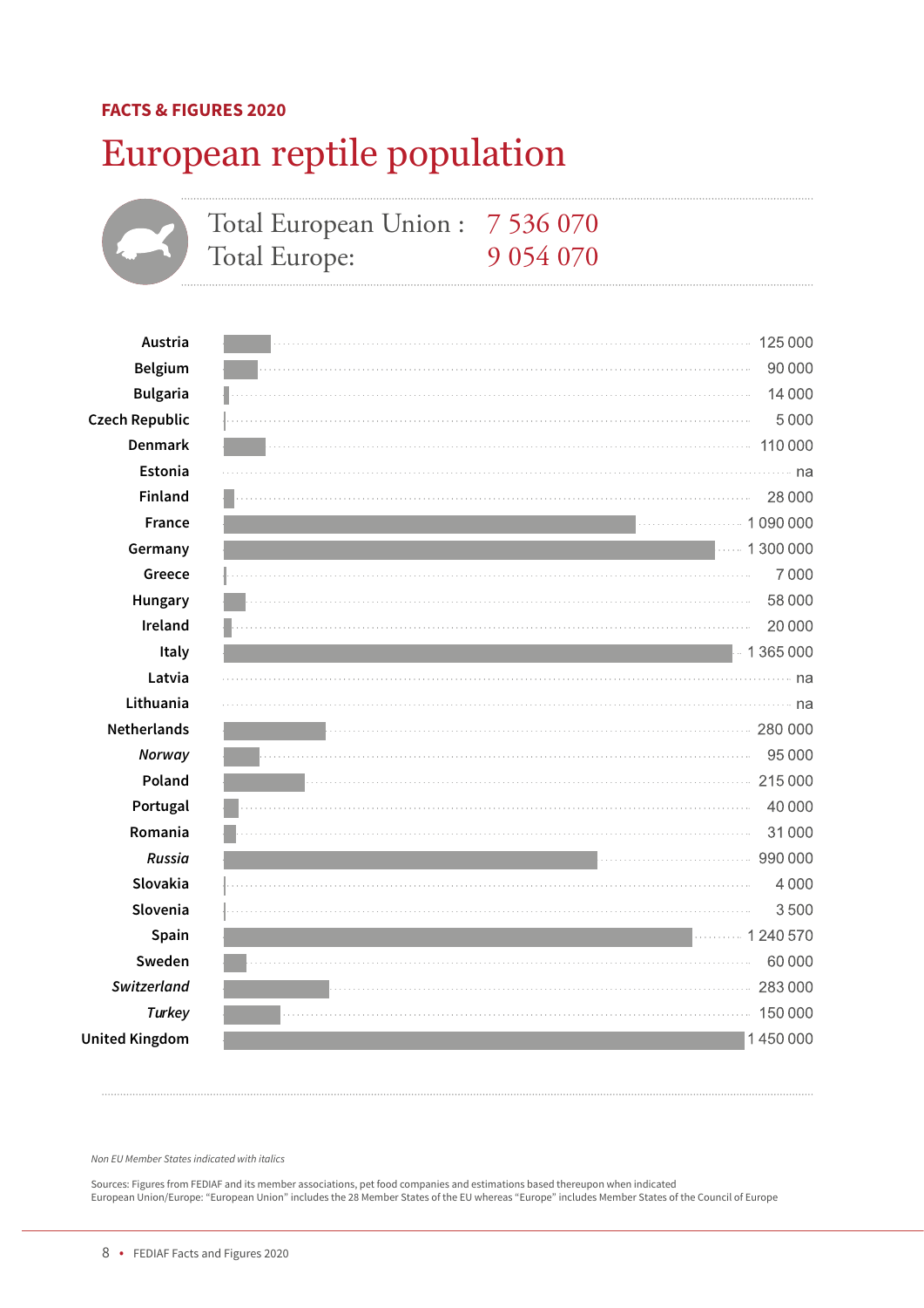**FACTS & FIGURES 2020**

# European reptile population

Total European Union : 7 536 070
Total Europe: 9 054 070

| Country | Reptile population |
|---|---|
| Austria | 125 000 |
| Belgium | 90 000 |
| Bulgaria | 14 000 |
| Czech Republic | 5 000 |
| Denmark | 110 000 |
| Estonia | na |
| Finland | 28 000 |
| France | 1 090 000 |
| Germany | 1 300 000 |
| Greece | 7 000 |
| Hungary | 58 000 |
| Ireland | 20 000 |
| Italy | 1 365 000 |
| Latvia | na |
| Lithuania | na |
| Netherlands | 280 000 |
| *Norway* | 95 000 |
| Poland | 215 000 |
| Portugal | 40 000 |
| Romania | 31 000 |
| *Russia* | 990 000 |
| Slovakia | 4 000 |
| Slovenia | 3 500 |
| Spain | 1 240 570 |
| Sweden | 60 000 |
| *Switzerland* | 283 000 |
| *Turkey* | 150 000 |
| United Kingdom | 1 450 000 |

*Non EU Member States indicated with italics*

Sources: Figures from FEDIAF and its member associations, pet food companies and estimations based thereupon when indicated
European Union/Europe: "European Union" includes the 28 Member States of the EU whereas "Europe" includes Member States of the Council of Europe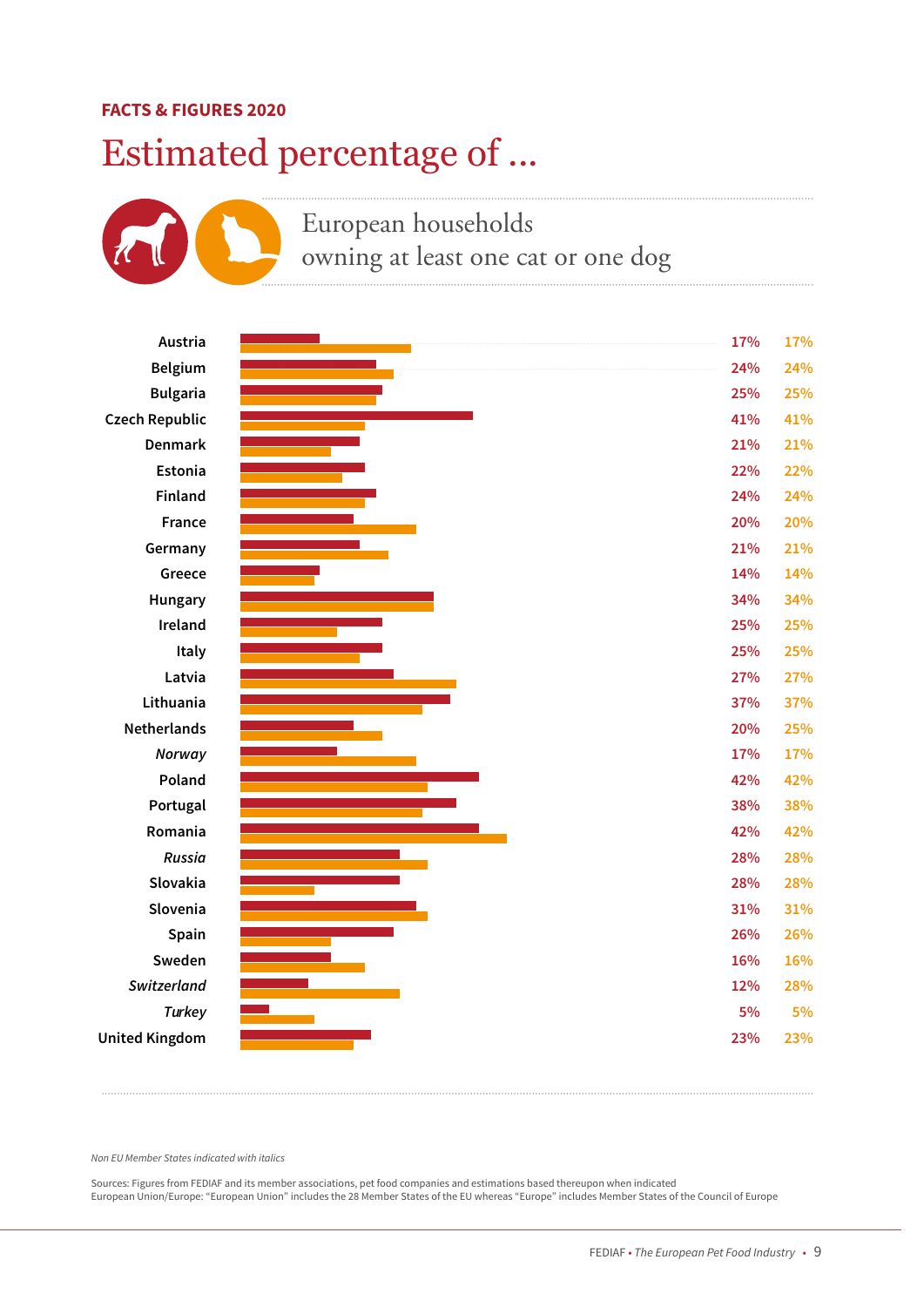**FACTS & FIGURES 2020**

# Estimated percentage of ...

## European households owning at least one cat or one dog

| Country | Dog | Cat |
|---|---|---|
| Austria | 17% | 17% |
| Belgium | 24% | 24% |
| Bulgaria | 25% | 25% |
| Czech Republic | 41% | 41% |
| Denmark | 21% | 21% |
| Estonia | 22% | 22% |
| Finland | 24% | 24% |
| France | 20% | 20% |
| Germany | 21% | 21% |
| Greece | 14% | 14% |
| Hungary | 34% | 34% |
| Ireland | 25% | 25% |
| Italy | 25% | 25% |
| Latvia | 27% | 27% |
| Lithuania | 37% | 37% |
| Netherlands | 20% | 25% |
| *Norway* | 17% | 17% |
| Poland | 42% | 42% |
| Portugal | 38% | 38% |
| Romania | 42% | 42% |
| *Russia* | 28% | 28% |
| Slovakia | 28% | 28% |
| Slovenia | 31% | 31% |
| Spain | 26% | 26% |
| Sweden | 16% | 16% |
| *Switzerland* | 12% | 28% |
| *Turkey* | 5% | 5% |
| United Kingdom | 23% | 23% |

*Non EU Member States indicated with italics*

Sources: Figures from FEDIAF and its member associations, pet food companies and estimations based thereupon when indicated
European Union/Europe: "European Union" includes the 28 Member States of the EU whereas "Europe" includes Member States of the Council of Europe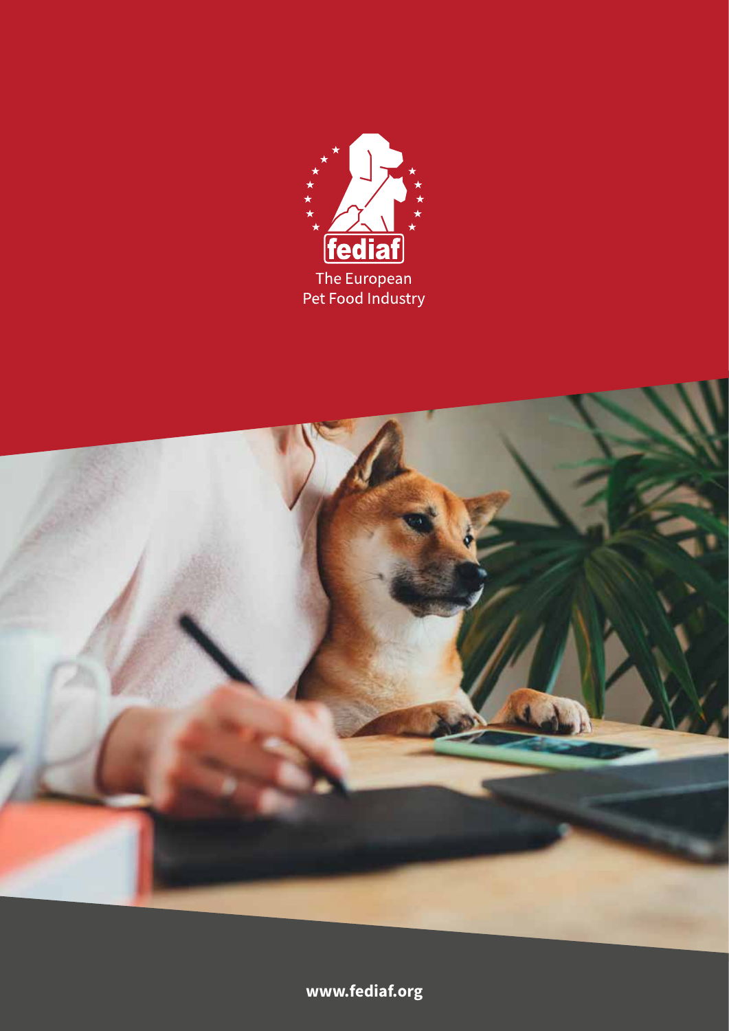fediaf

The European
Pet Food Industry

www.fediaf.org